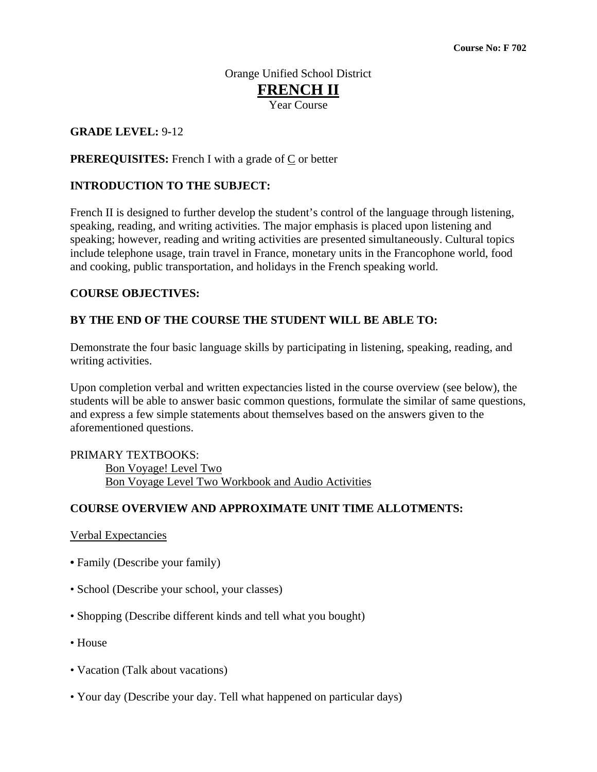**Course No: F 702**

Orange Unified School District

# FRENCH II

Year Course

**GRADE LEVEL:** 9-12

**PREREQUISITES:** French I with a grade of C or better

## INTRODUCTION TO THE SUBJECT:

French II is designed to further develop the student's control of the language through listening, speaking, reading, and writing activities. The major emphasis is placed upon listening and speaking; however, reading and writing activities are presented simultaneously. Cultural topics include telephone usage, train travel in France, monetary units in the Francophone world, food and cooking, public transportation, and holidays in the French speaking world.

## COURSE OBJECTIVES:

## BY THE END OF THE COURSE THE STUDENT WILL BE ABLE TO:

Demonstrate the four basic language skills by participating in listening, speaking, reading, and writing activities.

Upon completion verbal and written expectancies listed in the course overview (see below), the students will be able to answer basic common questions, formulate the similar of same questions, and express a few simple statements about themselves based on the answers given to the aforementioned questions.

PRIMARY TEXTBOOKS:

Bon Voyage! Level Two
Bon Voyage Level Two Workbook and Audio Activities

## COURSE OVERVIEW AND APPROXIMATE UNIT TIME ALLOTMENTS:

Verbal Expectancies

- Family (Describe your family)
- School (Describe your school, your classes)
- Shopping (Describe different kinds and tell what you bought)
- House
- Vacation (Talk about vacations)
- Your day (Describe your day. Tell what happened on particular days)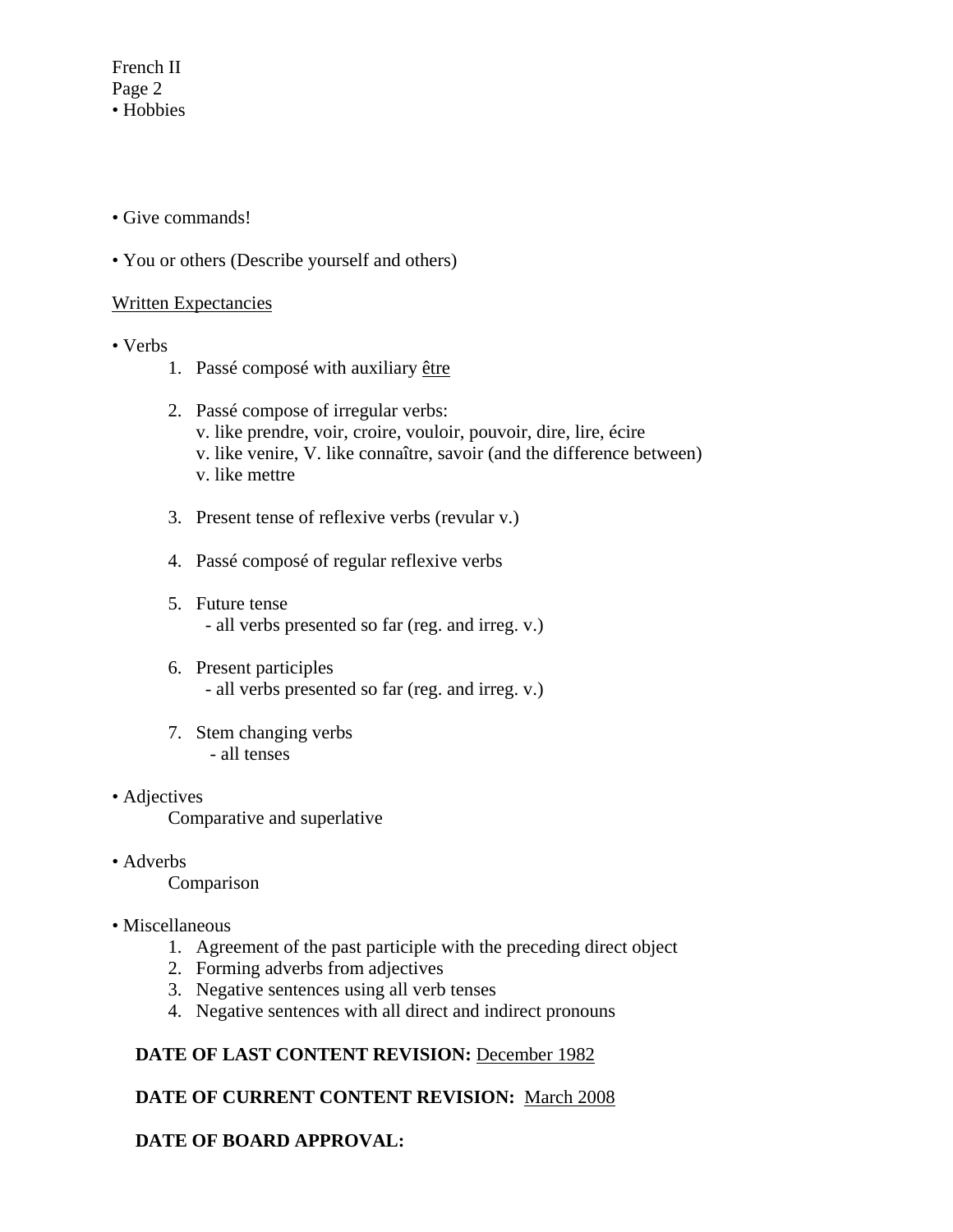• Hobbies

• Give commands!

• You or others (Describe yourself and others)

Written Expectancies

• Verbs

1. Passé composé with auxiliary être

2. Passé compose of irregular verbs:
   v. like prendre, voir, croire, vouloir, pouvoir, dire, lire, écire
   v. like venire, V. like connaître, savoir (and the difference between)
   v. like mettre

3. Present tense of reflexive verbs (revular v.)

4. Passé composé of regular reflexive verbs

5. Future tense
   - all verbs presented so far (reg. and irreg. v.)

6. Present participles
   - all verbs presented so far (reg. and irreg. v.)

7. Stem changing verbs
   - all tenses

• Adjectives
  Comparative and superlative

• Adverbs
  Comparison

• Miscellaneous

1. Agreement of the past participle with the preceding direct object
2. Forming adverbs from adjectives
3. Negative sentences using all verb tenses
4. Negative sentences with all direct and indirect pronouns

**DATE OF LAST CONTENT REVISION:** December 1982

**DATE OF CURRENT CONTENT REVISION:** March 2008

**DATE OF BOARD APPROVAL:**